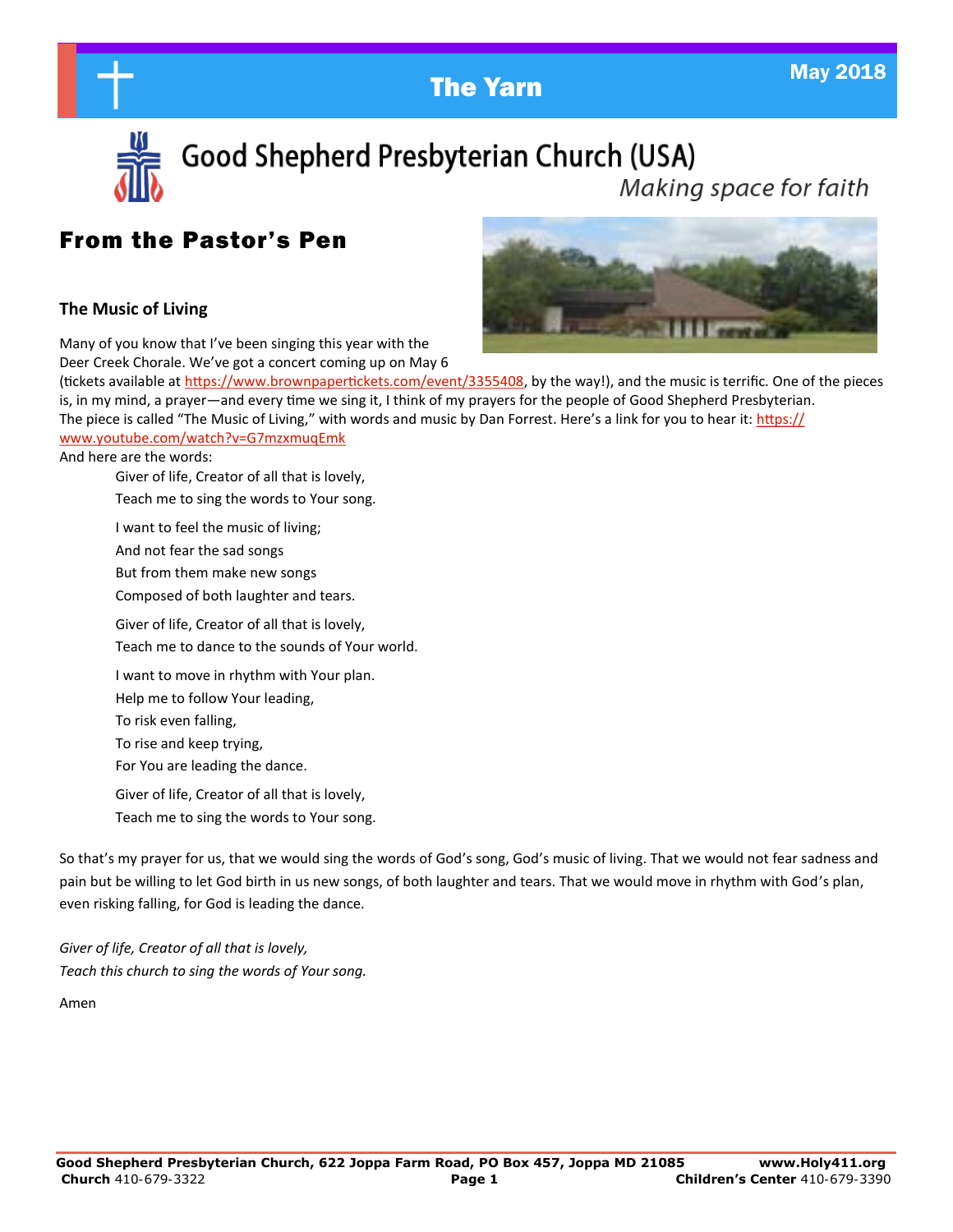# The Yarn

May 2018

## Good Shepherd Presbyterian Church (USA)

*Making space for faith*

## From the Pastor's Pen

### The Music of Living

Many of you know that I've been singing this year with the Deer Creek Chorale. We've got a concert coming up on May 6 (tickets available at https://www.brownpapertickets.com/event/3355408, by the way!), and the music is terrific. One of the pieces is, in my mind, a prayer—and every time we sing it, I think of my prayers for the people of Good Shepherd Presbyterian. The piece is called "The Music of Living," with words and music by Dan Forrest. Here's a link for you to hear it: https://www.youtube.com/watch?v=G7mzxmuqEmk

And here are the words:

> Giver of life, Creator of all that is lovely,
> Teach me to sing the words to Your song.
>
> I want to feel the music of living;
> And not fear the sad songs
> But from them make new songs
> Composed of both laughter and tears.
>
> Giver of life, Creator of all that is lovely,
> Teach me to dance to the sounds of Your world.
>
> I want to move in rhythm with Your plan.
> Help me to follow Your leading,
> To risk even falling,
> To rise and keep trying,
> For You are leading the dance.
>
> Giver of life, Creator of all that is lovely,
> Teach me to sing the words to Your song.

So that's my prayer for us, that we would sing the words of God's song, God's music of living. That we would not fear sadness and pain but be willing to let God birth in us new songs, of both laughter and tears. That we would move in rhythm with God's plan, even risking falling, for God is leading the dance.

*Giver of life, Creator of all that is lovely,*
*Teach this church to sing the words of Your song.*

Amen

**Good Shepherd Presbyterian Church, 622 Joppa Farm Road, PO Box 457, Joppa MD 21085** **www.Holy411.org**
**Church** 410-679-3322 **Children's Center** 410-679-3390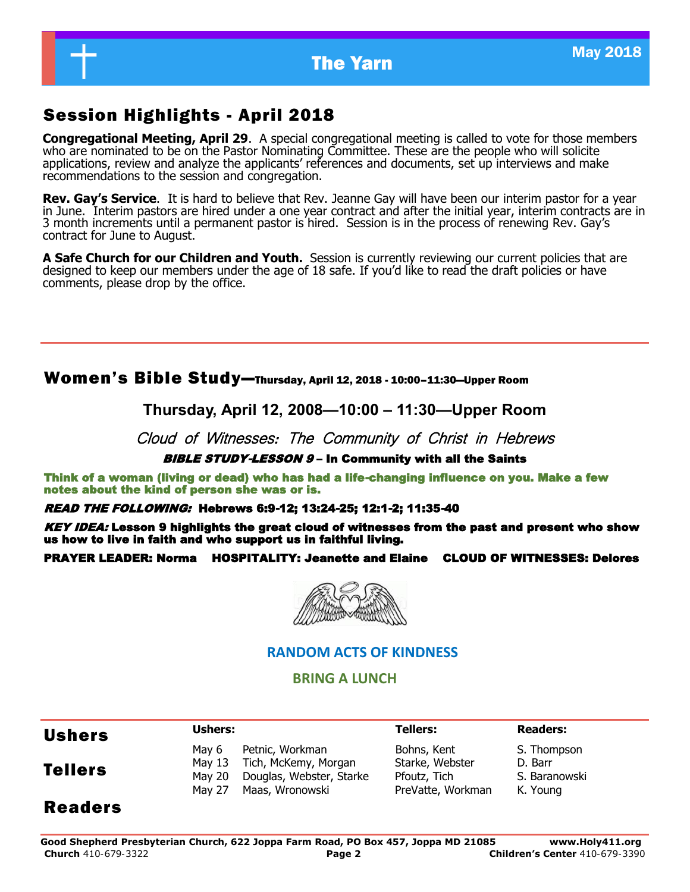# The Yarn

May 2018

## Session Highlights - April 2018

**Congregational Meeting, April 29**. A special congregational meeting is called to vote for those members who are nominated to be on the Pastor Nominating Committee. These are the people who will solicite applications, review and analyze the applicants' references and documents, set up interviews and make recommendations to the session and congregation.

**Rev. Gay's Service**. It is hard to believe that Rev. Jeanne Gay will have been our interim pastor for a year in June. Interim pastors are hired under a one year contract and after the initial year, interim contracts are in 3 month increments until a permanent pastor is hired. Session is in the process of renewing Rev. Gay's contract for June to August.

**A Safe Church for our Children and Youth.** Session is currently reviewing our current policies that are designed to keep our members under the age of 18 safe. If you'd like to read the draft policies or have comments, please drop by the office.

## Women's Bible Study—Thursday, April 12, 2018 - 10:00–11:30—Upper Room

**Thursday, April 12, 2008—10:00 – 11:30—Upper Room**

*Cloud of Witnesses: The Community of Christ in Hebrews*

***BIBLE STUDY-LESSON 9*** **– In Community with all the Saints**

**Think of a woman (living or dead) who has had a life-changing influence on you. Make a few notes about the kind of person she was or is.**

***READ THE FOLLOWING:*** **Hebrews 6:9-12; 13:24-25; 12:1-2; 11:35-40**

***KEY IDEA:*** **Lesson 9 highlights the great cloud of witnesses from the past and present who show us how to live in faith and who support us in faithful living.**

**PRAYER LEADER: Norma HOSPITALITY: Jeanette and Elaine CLOUD OF WITNESSES: Delores**

**RANDOM ACTS OF KINDNESS**

**BRING A LUNCH**

## Ushers

## Tellers

## Readers

| Date | Ushers: | Tellers: | Readers: |
|---|---|---|---|
| May 6 | Petnic, Workman | Bohns, Kent | S. Thompson |
| May 13 | Tich, McKemy, Morgan | Starke, Webster | D. Barr |
| May 20 | Douglas, Webster, Starke | Pfoutz, Tich | S. Baranowski |
| May 27 | Maas, Wronowski | PreVatte, Workman | K. Young |

**Good Shepherd Presbyterian Church, 622 Joppa Farm Road, PO Box 457, Joppa MD 21085** **www.Holy411.org**
**Church** 410-679-3322 **Children's Center** 410-679-3390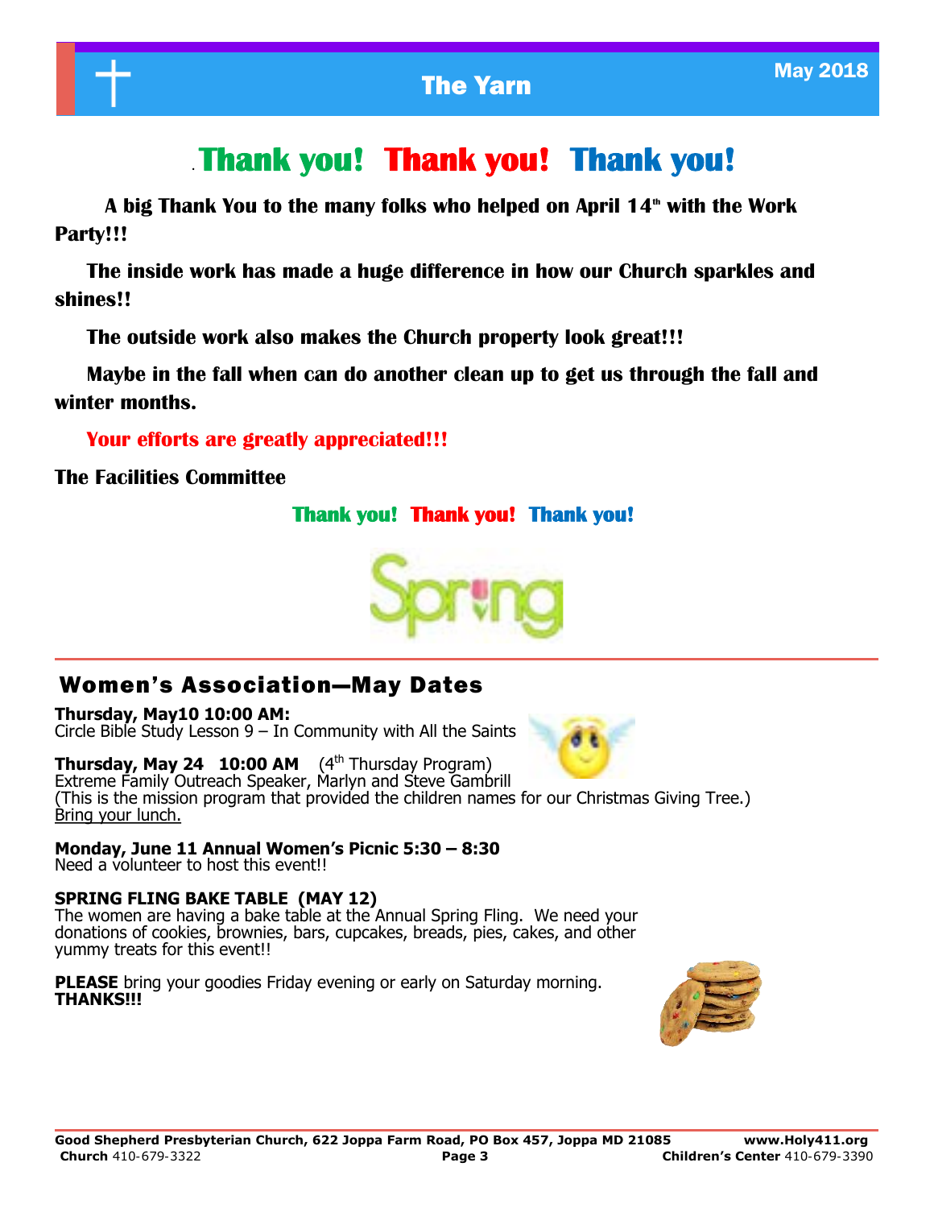# Thank you! Thank you! Thank you!

**A big Thank You to the many folks who helped on April 14th with the Work Party!!!**

**The inside work has made a huge difference in how our Church sparkles and shines!!**

**The outside work also makes the Church property look great!!!**

**Maybe in the fall when can do another clean up to get us through the fall and winter months.**

**Your efforts are greatly appreciated!!!**

**The Facilities Committee**

**Thank you! Thank you! Thank you!**

Spring

## Women's Association—May Dates

**Thursday, May10 10:00 AM:**
Circle Bible Study Lesson 9 – In Community with All the Saints

**Thursday, May 24 10:00 AM** (4th Thursday Program)
Extreme Family Outreach Speaker, Marlyn and Steve Gambrill
(This is the mission program that provided the children names for our Christmas Giving Tree.)
Bring your lunch.

**Monday, June 11 Annual Women's Picnic 5:30 – 8:30**
Need a volunteer to host this event!!

**SPRING FLING BAKE TABLE (MAY 12)**
The women are having a bake table at the Annual Spring Fling. We need your donations of cookies, brownies, bars, cupcakes, breads, pies, cakes, and other yummy treats for this event!!

**PLEASE** bring your goodies Friday evening or early on Saturday morning.
**THANKS!!!**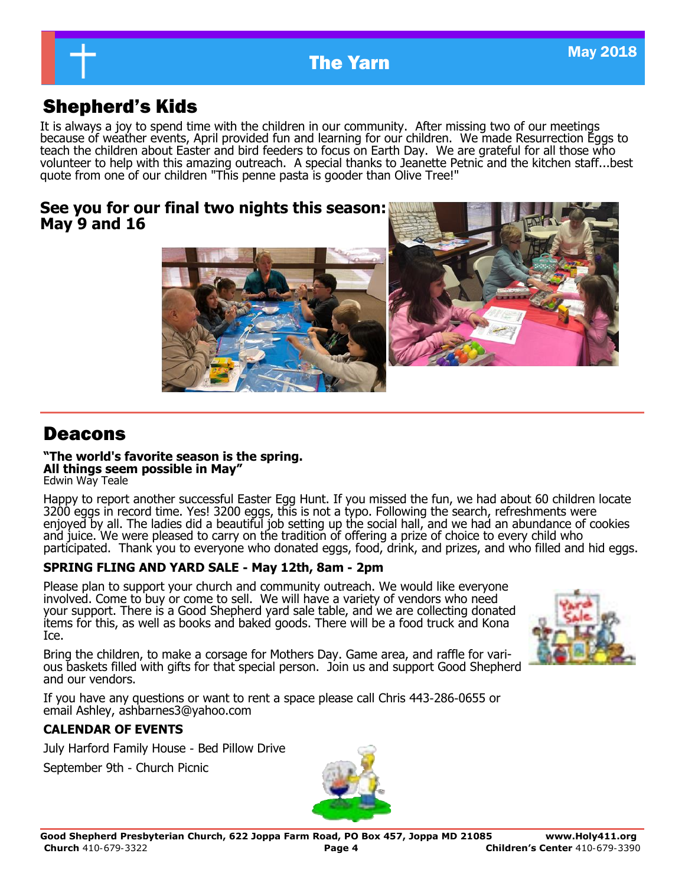## Shepherd's Kids

It is always a joy to spend time with the children in our community. After missing two of our meetings because of weather events, April provided fun and learning for our children. We made Resurrection Eggs to teach the children about Easter and bird feeders to focus on Earth Day. We are grateful for all those who volunteer to help with this amazing outreach. A special thanks to Jeanette Petnic and the kitchen staff...best quote from one of our children "This penne pasta is gooder than Olive Tree!"

**See you for our final two nights this season: May 9 and 16**

## Deacons

**"The world's favorite season is the spring. All things seem possible in May"**
Edwin Way Teale

Happy to report another successful Easter Egg Hunt. If you missed the fun, we had about 60 children locate 3200 eggs in record time. Yes! 3200 eggs, this is not a typo. Following the search, refreshments were enjoyed by all. The ladies did a beautiful job setting up the social hall, and we had an abundance of cookies and juice. We were pleased to carry on the tradition of offering a prize of choice to every child who participated. Thank you to everyone who donated eggs, food, drink, and prizes, and who filled and hid eggs.

### SPRING FLING AND YARD SALE - May 12th, 8am - 2pm

Please plan to support your church and community outreach. We would like everyone involved. Come to buy or come to sell. We will have a variety of vendors who need your support. There is a Good Shepherd yard sale table, and we are collecting donated items for this, as well as books and baked goods. There will be a food truck and Kona Ice.

Bring the children, to make a corsage for Mothers Day. Game area, and raffle for various baskets filled with gifts for that special person. Join us and support Good Shepherd and our vendors.

If you have any questions or want to rent a space please call Chris 443-286-0655 or email Ashley, ashbarnes3@yahoo.com

### CALENDAR OF EVENTS

July Harford Family House - Bed Pillow Drive

September 9th - Church Picnic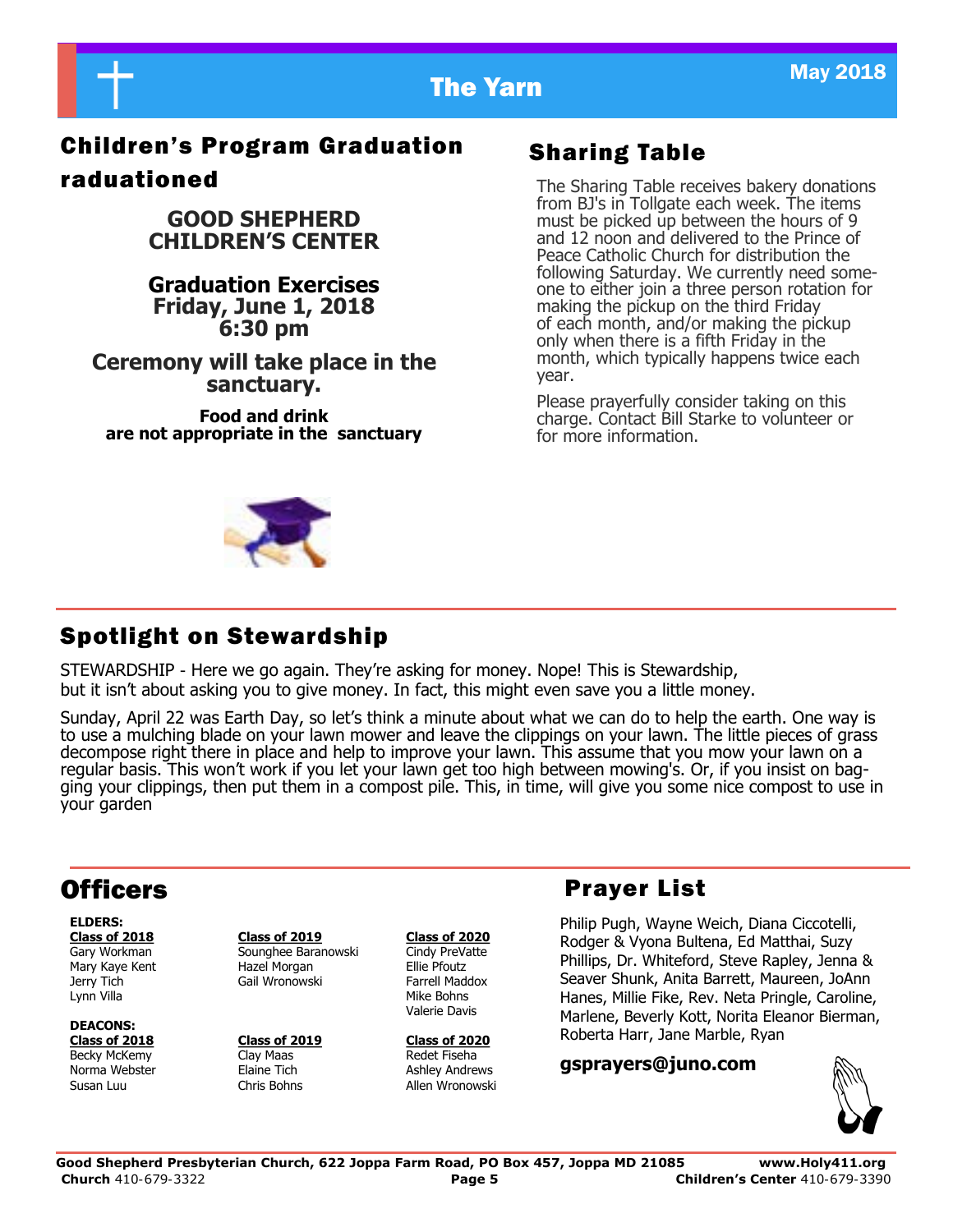## Children's Program Graduation raduationed

**GOOD SHEPHERD CHILDREN'S CENTER**

**Graduation Exercises**
**Friday, June 1, 2018**
**6:30 pm**

**Ceremony will take place in the sanctuary.**

**Food and drink are not appropriate in the sanctuary**

## Sharing Table

The Sharing Table receives bakery donations from BJ's in Tollgate each week. The items must be picked up between the hours of 9 and 12 noon and delivered to the Prince of Peace Catholic Church for distribution the following Saturday. We currently need someone to either join a three person rotation for making the pickup on the third Friday of each month, and/or making the pickup only when there is a fifth Friday in the month, which typically happens twice each year.

Please prayerfully consider taking on this charge. Contact Bill Starke to volunteer or for more information.

## Spotlight on Stewardship

STEWARDSHIP - Here we go again. They're asking for money. Nope! This is Stewardship, but it isn't about asking you to give money. In fact, this might even save you a little money.

Sunday, April 22 was Earth Day, so let's think a minute about what we can do to help the earth. One way is to use a mulching blade on your lawn mower and leave the clippings on your lawn. The little pieces of grass decompose right there in place and help to improve your lawn. This assume that you mow your lawn on a regular basis. This won't work if you let your lawn get too high between mowing's. Or, if you insist on bagging your clippings, then put them in a compost pile. This, in time, will give you some nice compost to use in your garden

## Officers

**ELDERS:**

| Class of 2018 | Class of 2019 | Class of 2020 |
|---|---|---|
| Gary Workman | Sounghee Baranowski | Cindy PreVatte |
| Mary Kaye Kent | Hazel Morgan | Ellie Pfoutz |
| Jerry Tich | Gail Wronowski | Farrell Maddox |
| Lynn Villa | | Mike Bohns |
| | | Valerie Davis |

**DEACONS:**

| Class of 2018 | Class of 2019 | Class of 2020 |
|---|---|---|
| Becky McKemy | Clay Maas | Redet Fiseha |
| Norma Webster | Elaine Tich | Ashley Andrews |
| Susan Luu | Chris Bohns | Allen Wronowski |

## Prayer List

Philip Pugh, Wayne Weich, Diana Ciccotelli, Rodger & Vyona Bultena, Ed Matthai, Suzy Phillips, Dr. Whiteford, Steve Rapley, Jenna & Seaver Shunk, Anita Barrett, Maureen, JoAnn Hanes, Millie Fike, Rev. Neta Pringle, Caroline, Marlene, Beverly Kott, Norita Eleanor Bierman, Roberta Harr, Jane Marble, Ryan

**gsprayers@juno.com**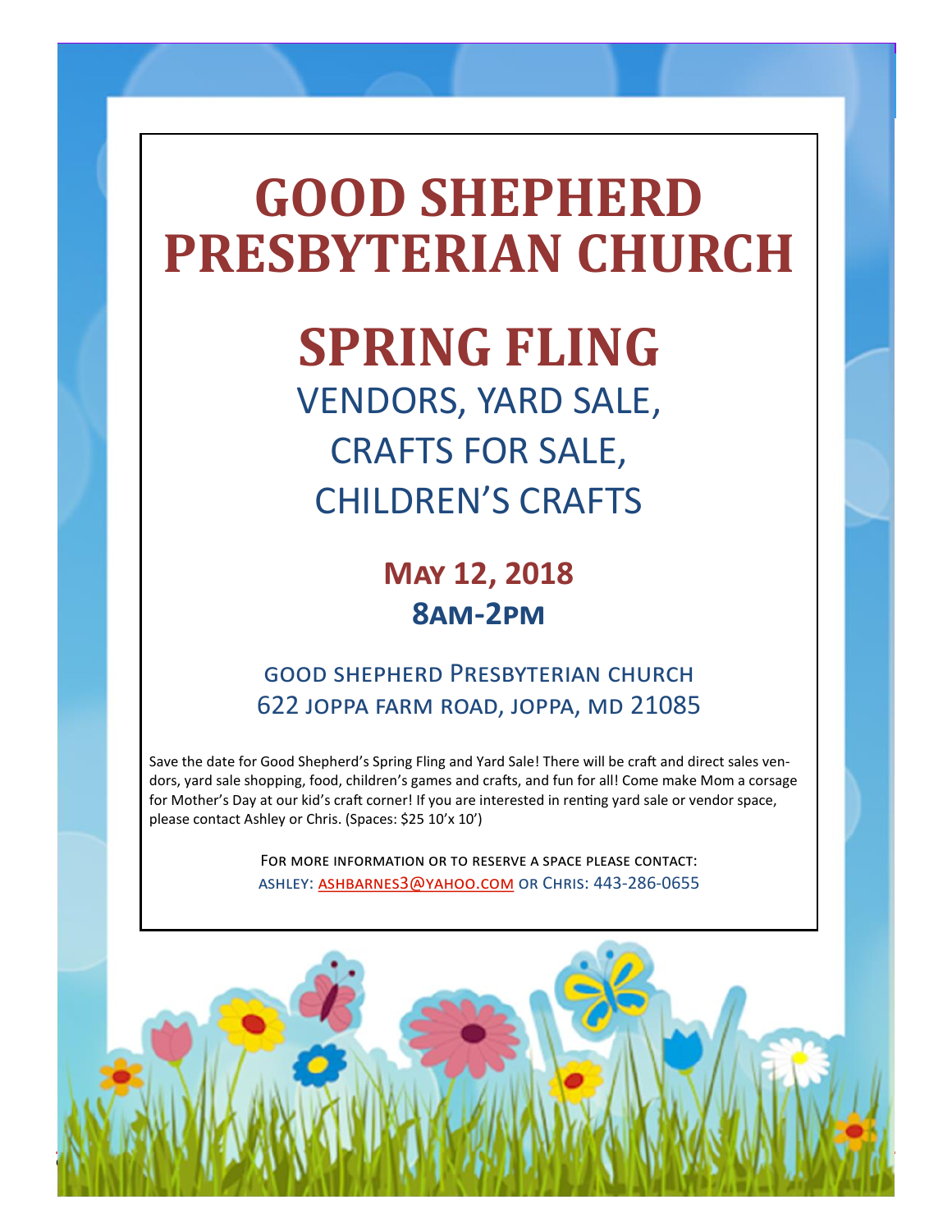# GOOD SHEPHERD PRESBYTERIAN CHURCH

# SPRING FLING

## VENDORS, YARD SALE, CRAFTS FOR SALE, CHILDREN'S CRAFTS

**MAY 12, 2018**

**8AM-2PM**

GOOD SHEPHERD PRESBYTERIAN CHURCH
622 JOPPA FARM ROAD, JOPPA, MD 21085

Save the date for Good Shepherd's Spring Fling and Yard Sale! There will be craft and direct sales vendors, yard sale shopping, food, children's games and crafts, and fun for all! Come make Mom a corsage for Mother's Day at our kid's craft corner! If you are interested in renting yard sale or vendor space, please contact Ashley or Chris. (Spaces: $25 10'x 10')

FOR MORE INFORMATION OR TO RESERVE A SPACE PLEASE CONTACT:
ASHLEY: ASHBARNES3@YAHOO.COM OR CHRIS: 443-286-0655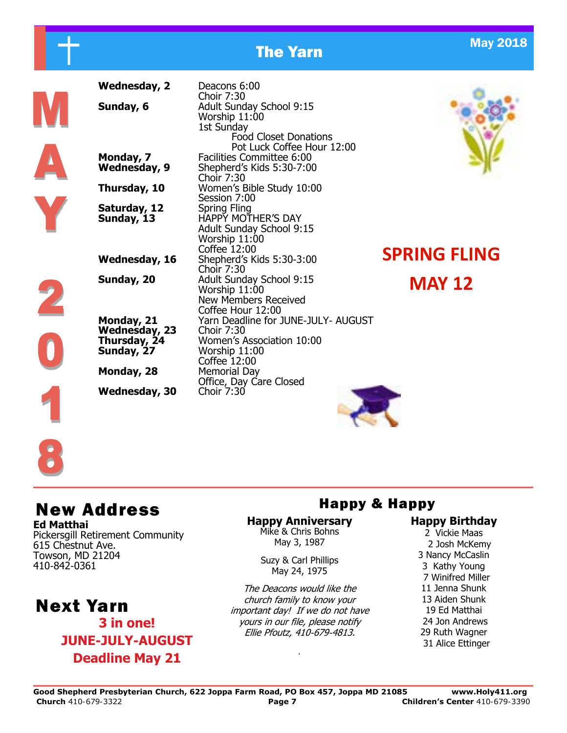# The Yarn

May 2018

MAY 2018

| | |
|---|---|
| **Wednesday, 2** | Deacons 6:00<br>Choir 7:30 |
| **Sunday, 6** | Adult Sunday School 9:15<br>Worship 11:00<br>1st Sunday<br>Food Closet Donations<br>Pot Luck Coffee Hour 12:00 |
| **Monday, 7** | Facilities Committee 6:00 |
| **Wednesday, 9** | Shepherd's Kids 5:30-7:00<br>Choir 7:30 |
| **Thursday, 10** | Women's Bible Study 10:00<br>Session 7:00 |
| **Saturday, 12** | Spring Fling |
| **Sunday, 13** | HAPPY MOTHER'S DAY<br>Adult Sunday School 9:15<br>Worship 11:00<br>Coffee 12:00 |
| **Wednesday, 16** | Shepherd's Kids 5:30-3:00<br>Choir 7:30 |
| **Sunday, 20** | Adult Sunday School 9:15<br>Worship 11:00<br>New Members Received<br>Coffee Hour 12:00 |
| **Monday, 21** | Yarn Deadline for JUNE-JULY- AUGUST |
| **Wednesday, 23** | Choir 7:30 |
| **Thursday, 24** | Women's Association 10:00 |
| **Sunday, 27** | Worship 11:00<br>Coffee 12:00 |
| **Monday, 28** | Memorial Day<br>Office, Day Care Closed |
| **Wednesday, 30** | Choir 7:30 |

**SPRING FLING**

**MAY 12**

## New Address

**Ed Matthai**
Pickersgill Retirement Community
615 Chestnut Ave.
Towson, MD 21204
410-842-0361

## Next Yarn

**3 in one!**
**JUNE-JULY-AUGUST**
**Deadline May 21**

## Happy & Happy

### Happy Anniversary

Mike & Chris Bohns
May 3, 1987

Suzy & Carl Phillips
May 24, 1975

*The Deacons would like the church family to know your important day! If we do not have yours in our file, please notify Ellie Pfoutz, 410-679-4813.*

### Happy Birthday

2 Vickie Maas
2 Josh McKemy
3 Nancy McCaslin
3 Kathy Young
7 Winifred Miller
11 Jenna Shunk
13 Aiden Shunk
19 Ed Matthai
24 Jon Andrews
29 Ruth Wagner
31 Alice Ettinger

**Good Shepherd Presbyterian Church, 622 Joppa Farm Road, PO Box 457, Joppa MD 21085** **www.Holy411.org**
**Church** 410-679-3322 **Children's Center** 410-679-3390